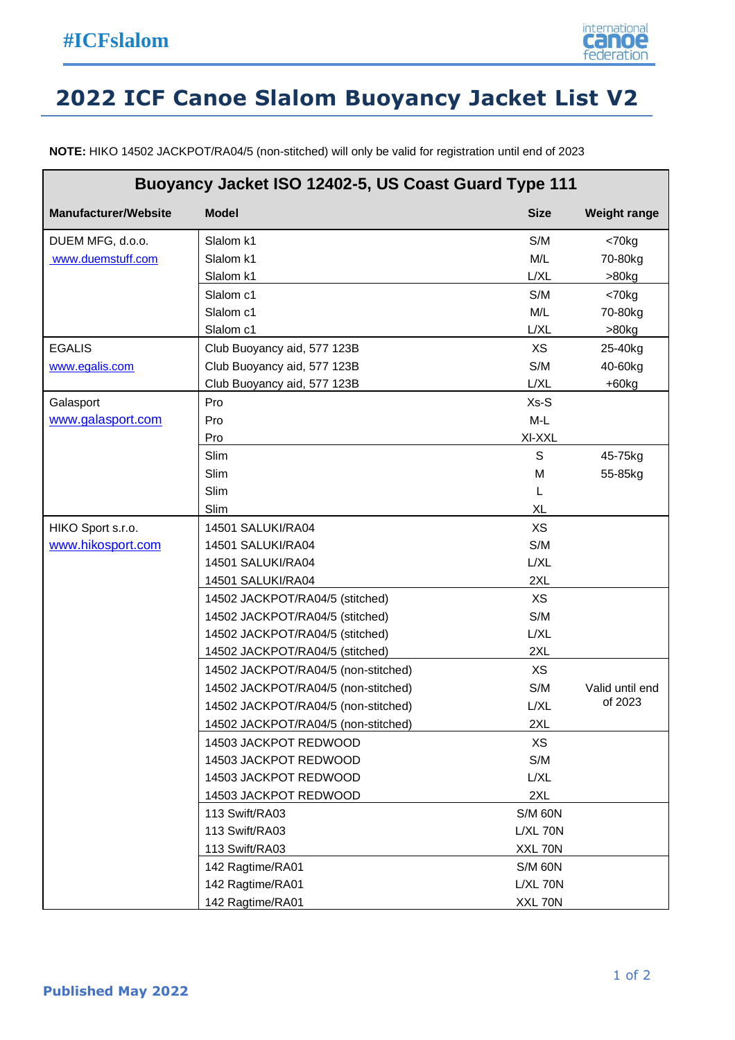# 2022 ICF Canoe Slalom Buoyancy Jacket List V2

**NOTE:** HIKO 14502 JACKPOT/RA04/5 (non-stitched) will only be valid for registration until end of 2023

| Buoyancy Jacket ISO 12402-5, US Coast Guard Type 111 | | | |
|---|---|---|---|
| **Manufacturer/Website** | **Model** | **Size** | **Weight range** |
| DUEM MFG, d.o.o. | Slalom k1 | S/M | <70kg |
| www.duemstuff.com | Slalom k1 | M/L | 70-80kg |
| | Slalom k1 | L/XL | >80kg |
| | Slalom c1 | S/M | <70kg |
| | Slalom c1 | M/L | 70-80kg |
| | Slalom c1 | L/XL | >80kg |
| EGALIS | Club Buoyancy aid, 577 123B | XS | 25-40kg |
| www.egalis.com | Club Buoyancy aid, 577 123B | S/M | 40-60kg |
| | Club Buoyancy aid, 577 123B | L/XL | +60kg |
| Galasport | Pro | Xs-S | |
| www.galasport.com | Pro | M-L | |
| | Pro | Xl-XXL | |
| | Slim | S | 45-75kg |
| | Slim | M | 55-85kg |
| | Slim | L | |
| | Slim | XL | |
| HIKO Sport s.r.o. | 14501 SALUKI/RA04 | XS | |
| www.hikosport.com | 14501 SALUKI/RA04 | S/M | |
| | 14501 SALUKI/RA04 | L/XL | |
| | 14501 SALUKI/RA04 | 2XL | |
| | 14502 JACKPOT/RA04/5 (stitched) | XS | |
| | 14502 JACKPOT/RA04/5 (stitched) | S/M | |
| | 14502 JACKPOT/RA04/5 (stitched) | L/XL | |
| | 14502 JACKPOT/RA04/5 (stitched) | 2XL | |
| | 14502 JACKPOT/RA04/5 (non-stitched) | XS | Valid until end of 2023 |
| | 14502 JACKPOT/RA04/5 (non-stitched) | S/M | |
| | 14502 JACKPOT/RA04/5 (non-stitched) | L/XL | |
| | 14502 JACKPOT/RA04/5 (non-stitched) | 2XL | |
| | 14503 JACKPOT REDWOOD | XS | |
| | 14503 JACKPOT REDWOOD | S/M | |
| | 14503 JACKPOT REDWOOD | L/XL | |
| | 14503 JACKPOT REDWOOD | 2XL | |
| | 113 Swift/RA03 | S/M 60N | |
| | 113 Swift/RA03 | L/XL 70N | |
| | 113 Swift/RA03 | XXL 70N | |
| | 142 Ragtime/RA01 | S/M 60N | |
| | 142 Ragtime/RA01 | L/XL 70N | |
| | 142 Ragtime/RA01 | XXL 70N | |

Published May 2022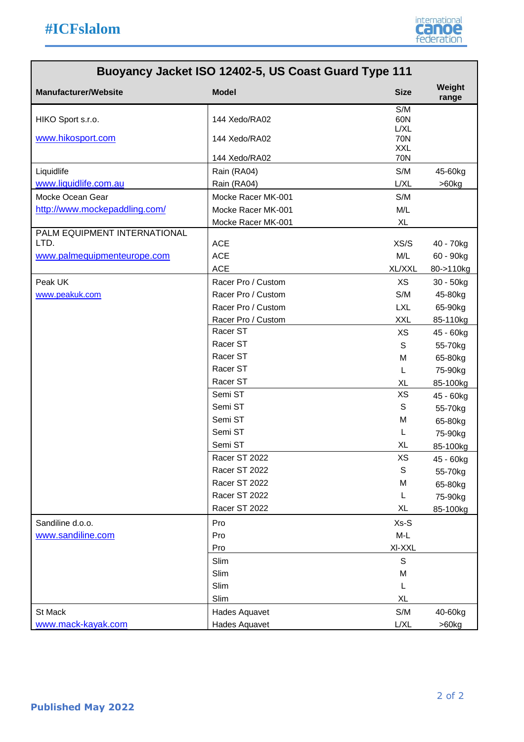| Buoyancy Jacket ISO 12402-5, US Coast Guard Type 111 | | | |
|---|---|---|---|
| **Manufacturer/Website** | **Model** | **Size** | **Weight range** |
| HIKO Sport s.r.o. | 144 Xedo/RA02 | S/M 60N | |
| www.hikosport.com | 144 Xedo/RA02 | L/XL 70N | |
| | 144 Xedo/RA02 | XXL 70N | |
| Liquidlife | Rain (RA04) | S/M | 45-60kg |
| www.liquidlife.com.au | Rain (RA04) | L/XL | >60kg |
| Mocke Ocean Gear | Mocke Racer MK-001 | S/M | |
| http://www.mockepaddling.com/ | Mocke Racer MK-001 | M/L | |
| | Mocke Racer MK-001 | XL | |
| PALM EQUIPMENT INTERNATIONAL LTD. | ACE | XS/S | 40 - 70kg |
| www.palmequipmenteurope.com | ACE | M/L | 60 - 90kg |
| | ACE | XL/XXL | 80->110kg |
| Peak UK | Racer Pro / Custom | XS | 30 - 50kg |
| www.peakuk.com | Racer Pro / Custom | S/M | 45-80kg |
| | Racer Pro / Custom | LXL | 65-90kg |
| | Racer Pro / Custom | XXL | 85-110kg |
| | Racer ST | XS | 45 - 60kg |
| | Racer ST | S | 55-70kg |
| | Racer ST | M | 65-80kg |
| | Racer ST | L | 75-90kg |
| | Racer ST | XL | 85-100kg |
| | Semi ST | XS | 45 - 60kg |
| | Semi ST | S | 55-70kg |
| | Semi ST | M | 65-80kg |
| | Semi ST | L | 75-90kg |
| | Semi ST | XL | 85-100kg |
| | Racer ST 2022 | XS | 45 - 60kg |
| | Racer ST 2022 | S | 55-70kg |
| | Racer ST 2022 | M | 65-80kg |
| | Racer ST 2022 | L | 75-90kg |
| | Racer ST 2022 | XL | 85-100kg |
| Sandiline d.o.o. | Pro | Xs-S | |
| www.sandiline.com | Pro | M-L | |
| | Pro | Xl-XXL | |
| | Slim | S | |
| | Slim | M | |
| | Slim | L | |
| | Slim | XL | |
| St Mack | Hades Aquavet | S/M | 40-60kg |
| www.mack-kayak.com | Hades Aquavet | L/XL | >60kg |

Published May 2022